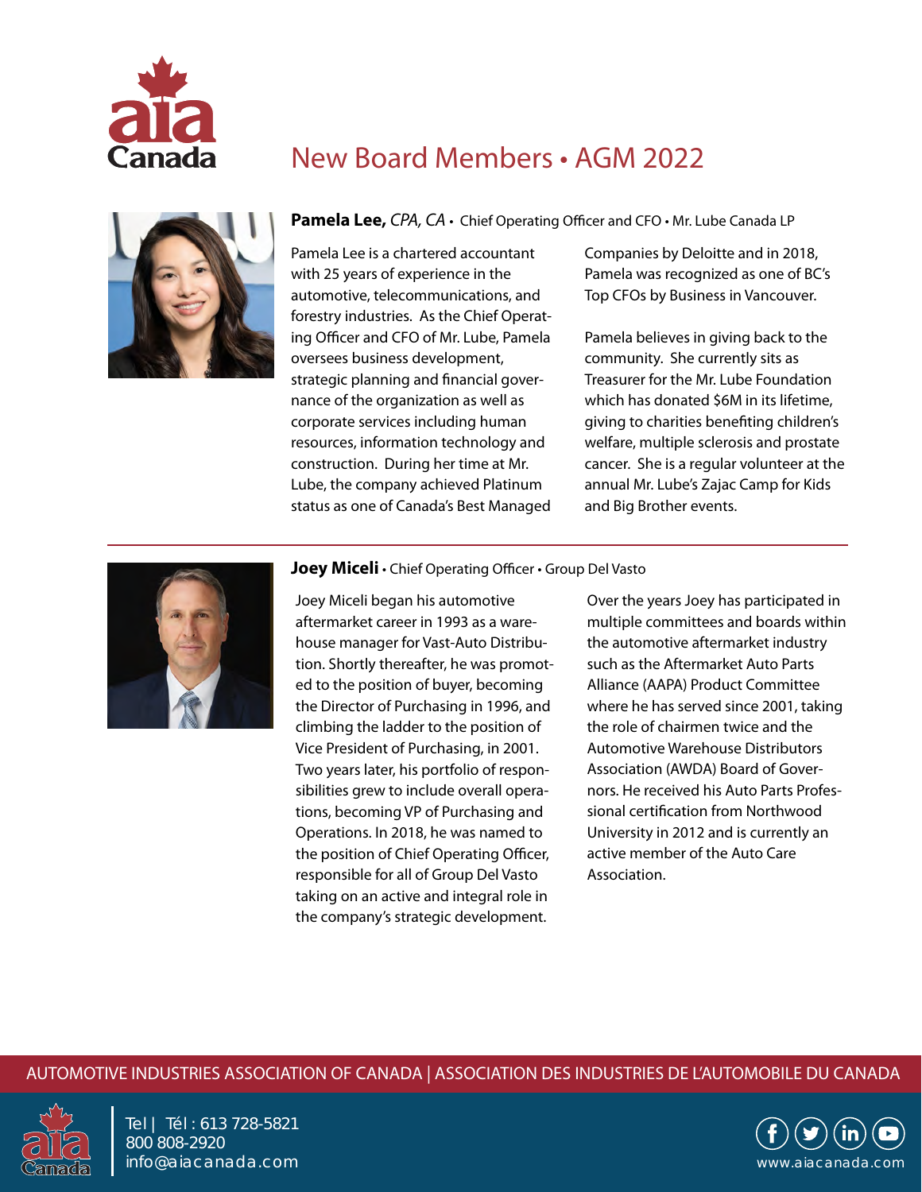# New Board Members • AGM 2022

**Pamela Lee,** *CPA, CA* • Chief Operating Officer and CFO • Mr. Lube Canada LP

Pamela Lee is a chartered accountant with 25 years of experience in the automotive, telecommunications, and forestry industries. As the Chief Operating Officer and CFO of Mr. Lube, Pamela oversees business development, strategic planning and financial governance of the organization as well as corporate services including human resources, information technology and construction. During her time at Mr. Lube, the company achieved Platinum status as one of Canada's Best Managed Companies by Deloitte and in 2018, Pamela was recognized as one of BC's Top CFOs by Business in Vancouver.

Pamela believes in giving back to the community. She currently sits as Treasurer for the Mr. Lube Foundation which has donated $6M in its lifetime, giving to charities benefiting children's welfare, multiple sclerosis and prostate cancer. She is a regular volunteer at the annual Mr. Lube's Zajac Camp for Kids and Big Brother events.

---

**Joey Miceli** • Chief Operating Officer • Group Del Vasto

Joey Miceli began his automotive aftermarket career in 1993 as a warehouse manager for Vast-Auto Distribution. Shortly thereafter, he was promoted to the position of buyer, becoming the Director of Purchasing in 1996, and climbing the ladder to the position of Vice President of Purchasing, in 2001. Two years later, his portfolio of responsibilities grew to include overall operations, becoming VP of Purchasing and Operations. In 2018, he was named to the position of Chief Operating Officer, responsible for all of Group Del Vasto taking on an active and integral role in the company's strategic development.

Over the years Joey has participated in multiple committees and boards within the automotive aftermarket industry such as the Aftermarket Auto Parts Alliance (AAPA) Product Committee where he has served since 2001, taking the role of chairmen twice and the Automotive Warehouse Distributors Association (AWDA) Board of Governors. He received his Auto Parts Professional certification from Northwood University in 2012 and is currently an active member of the Auto Care Association.

AUTOMOTIVE INDUSTRIES ASSOCIATION OF CANADA | ASSOCIATION DES INDUSTRIES DE L'AUTOMOBILE DU CANADA

Tel | Tél : 613 728-5821
800 808-2920
info@aiacanada.com

www.aiacanada.com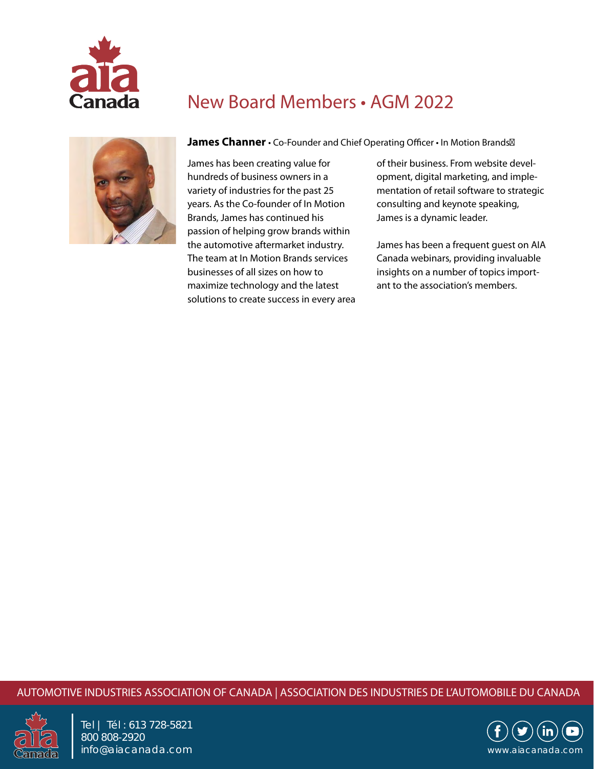# New Board Members • AGM 2022

**James Channer** • Co-Founder and Chief Operating Officer • In Motion Brands

James has been creating value for hundreds of business owners in a variety of industries for the past 25 years. As the Co-founder of In Motion Brands, James has continued his passion of helping grow brands within the automotive aftermarket industry. The team at In Motion Brands services businesses of all sizes on how to maximize technology and the latest solutions to create success in every area of their business. From website development, digital marketing, and implementation of retail software to strategic consulting and keynote speaking, James is a dynamic leader.

James has been a frequent guest on AIA Canada webinars, providing invaluable insights on a number of topics important to the association's members.

AUTOMOTIVE INDUSTRIES ASSOCIATION OF CANADA | ASSOCIATION DES INDUSTRIES DE L'AUTOMOBILE DU CANADA

Tel | Tél : 613 728-5821
800 808-2920
info@aiacanada.com

www.aiacanada.com